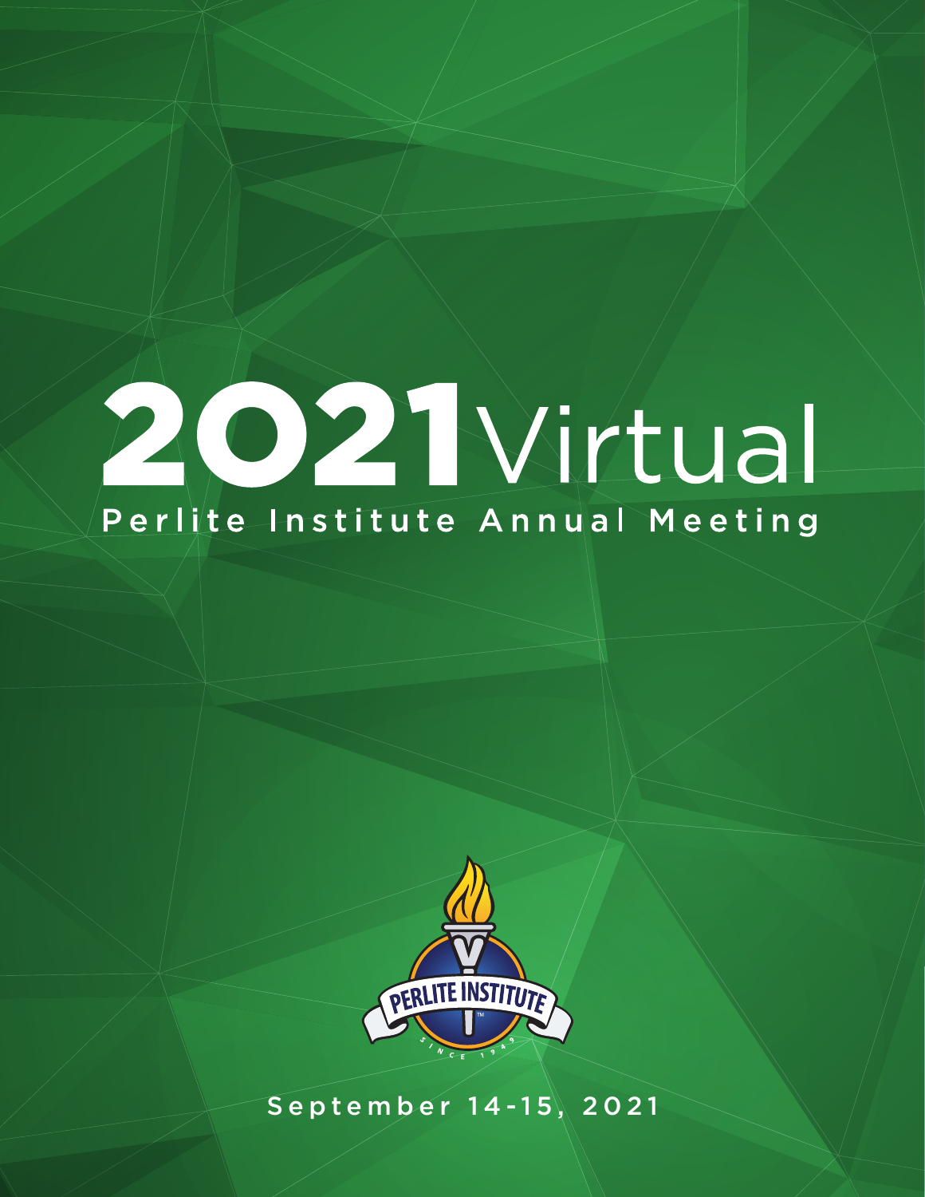# 2021 Virtual

## Perlite Institute Annual Meeting

September 14-15, 2021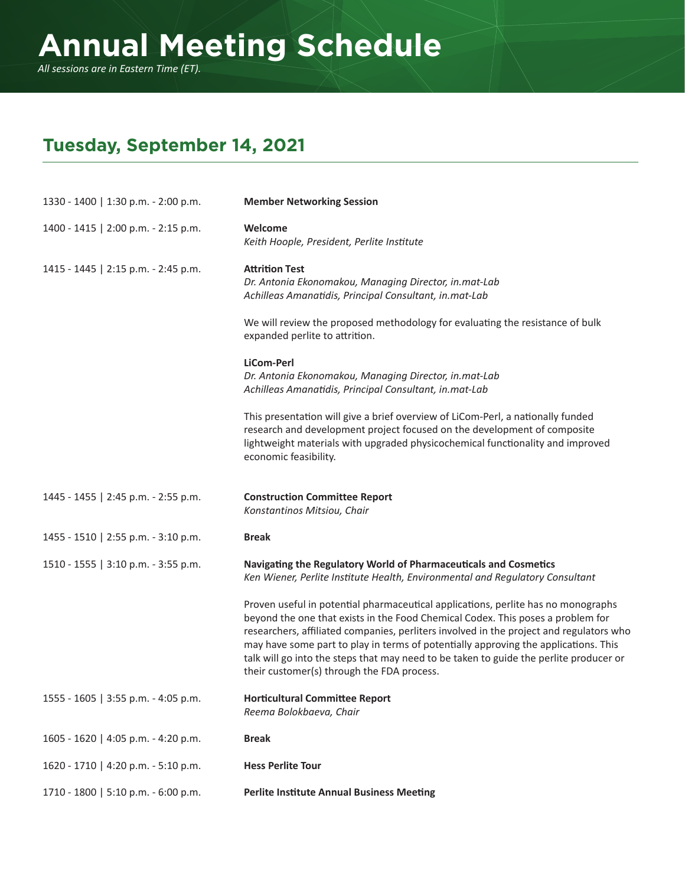# Annual Meeting Schedule

*All sessions are in Eastern Time (ET).*

## Tuesday, September 14, 2021

1330 - 1400 | 1:30 p.m. - 2:00 p.m. — **Member Networking Session**

1400 - 1415 | 2:00 p.m. - 2:15 p.m. — **Welcome**
*Keith Hoople, President, Perlite Institute*

1415 - 1445 | 2:15 p.m. - 2:45 p.m. — **Attrition Test**
*Dr. Antonia Ekonomakou, Managing Director, in.mat-Lab*
*Achilleas Amanatidis, Principal Consultant, in.mat-Lab*

We will review the proposed methodology for evaluating the resistance of bulk expanded perlite to attrition.

**LiCom-Perl**
*Dr. Antonia Ekonomakou, Managing Director, in.mat-Lab*
*Achilleas Amanatidis, Principal Consultant, in.mat-Lab*

This presentation will give a brief overview of LiCom-Perl, a nationally funded research and development project focused on the development of composite lightweight materials with upgraded physicochemical functionality and improved economic feasibility.

1445 - 1455 | 2:45 p.m. - 2:55 p.m. — **Construction Committee Report**
*Konstantinos Mitsiou, Chair*

1455 - 1510 | 2:55 p.m. - 3:10 p.m. — **Break**

1510 - 1555 | 3:10 p.m. - 3:55 p.m. — **Navigating the Regulatory World of Pharmaceuticals and Cosmetics**
*Ken Wiener, Perlite Institute Health, Environmental and Regulatory Consultant*

Proven useful in potential pharmaceutical applications, perlite has no monographs beyond the one that exists in the Food Chemical Codex. This poses a problem for researchers, affiliated companies, perliters involved in the project and regulators who may have some part to play in terms of potentially approving the applications. This talk will go into the steps that may need to be taken to guide the perlite producer or their customer(s) through the FDA process.

1555 - 1605 | 3:55 p.m. - 4:05 p.m. — **Horticultural Committee Report**
*Reema Bolokbaeva, Chair*

1605 - 1620 | 4:05 p.m. - 4:20 p.m. — **Break**

1620 - 1710 | 4:20 p.m. - 5:10 p.m. — **Hess Perlite Tour**

1710 - 1800 | 5:10 p.m. - 6:00 p.m. — **Perlite Institute Annual Business Meeting**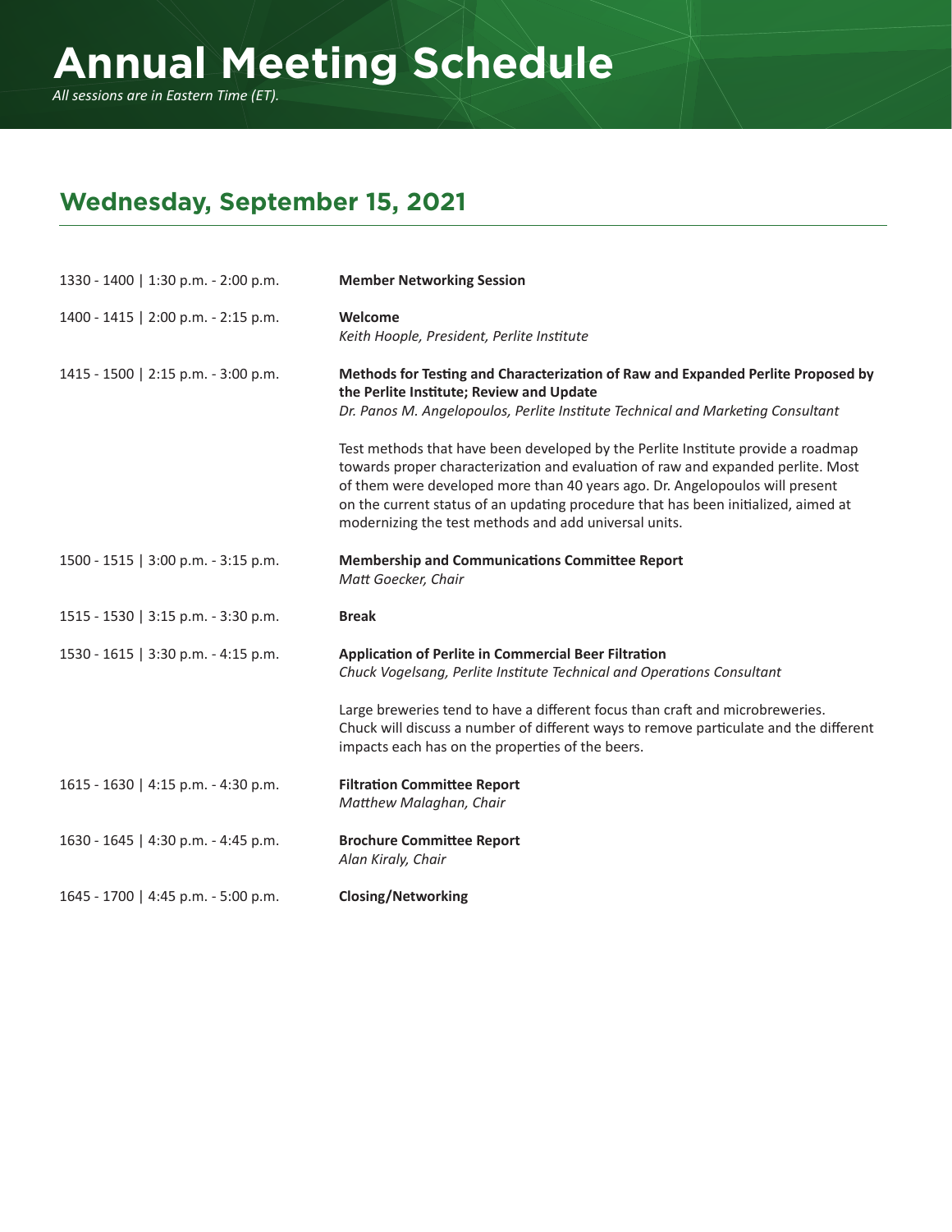# Annual Meeting Schedule

*All sessions are in Eastern Time (ET).*

## Wednesday, September 15, 2021

1330 - 1400 | 1:30 p.m. - 2:00 p.m. **Member Networking Session**

1400 - 1415 | 2:00 p.m. - 2:15 p.m. **Welcome**
*Keith Hoople, President, Perlite Institute*

1415 - 1500 | 2:15 p.m. - 3:00 p.m. **Methods for Testing and Characterization of Raw and Expanded Perlite Proposed by the Perlite Institute; Review and Update**
*Dr. Panos M. Angelopoulos, Perlite Institute Technical and Marketing Consultant*

Test methods that have been developed by the Perlite Institute provide a roadmap towards proper characterization and evaluation of raw and expanded perlite. Most of them were developed more than 40 years ago. Dr. Angelopoulos will present on the current status of an updating procedure that has been initialized, aimed at modernizing the test methods and add universal units.

1500 - 1515 | 3:00 p.m. - 3:15 p.m. **Membership and Communications Committee Report**
*Matt Goecker, Chair*

1515 - 1530 | 3:15 p.m. - 3:30 p.m. **Break**

1530 - 1615 | 3:30 p.m. - 4:15 p.m. **Application of Perlite in Commercial Beer Filtration**
*Chuck Vogelsang, Perlite Institute Technical and Operations Consultant*

Large breweries tend to have a different focus than craft and microbreweries. Chuck will discuss a number of different ways to remove particulate and the different impacts each has on the properties of the beers.

1615 - 1630 | 4:15 p.m. - 4:30 p.m. **Filtration Committee Report**
*Matthew Malaghan, Chair*

1630 - 1645 | 4:30 p.m. - 4:45 p.m. **Brochure Committee Report**
*Alan Kiraly, Chair*

1645 - 1700 | 4:45 p.m. - 5:00 p.m. **Closing/Networking**